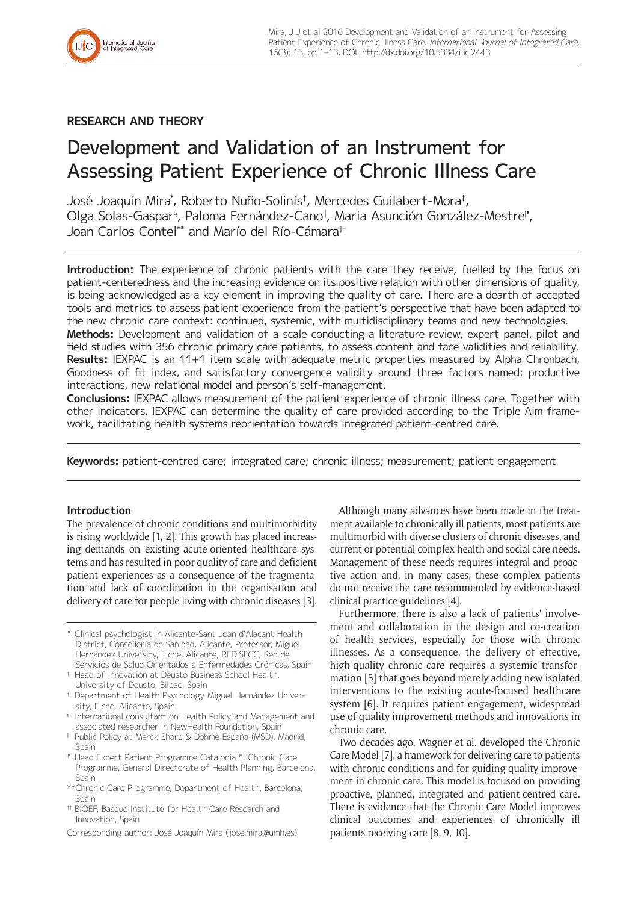## RESEARCH AND THEORY

# Development and Validation of an Instrument for Assessing Patient Experience of Chronic Illness Care

José Joaquín Mira[*], Roberto Nuño-Solinís[†], Mercedes Guilabert-Mora[‡], Olga Solas-Gaspar[§], Paloma Fernández-Cano[‖], Maria Asunción González-Mestre[¶], Joan Carlos Contel[**] and Marío del Río-Cámara[††]

**Introduction:** The experience of chronic patients with the care they receive, fuelled by the focus on patient-centeredness and the increasing evidence on its positive relation with other dimensions of quality, is being acknowledged as a key element in improving the quality of care. There are a dearth of accepted tools and metrics to assess patient experience from the patient's perspective that have been adapted to the new chronic care context: continued, systemic, with multidisciplinary teams and new technologies.

**Methods:** Development and validation of a scale conducting a literature review, expert panel, pilot and field studies with 356 chronic primary care patients, to assess content and face validities and reliability.

**Results:** IEXPAC is an 11+1 item scale with adequate metric properties measured by Alpha Chronbach, Goodness of fit index, and satisfactory convergence validity around three factors named: productive interactions, new relational model and person's self-management.

**Conclusions:** IEXPAC allows measurement of the patient experience of chronic illness care. Together with other indicators, IEXPAC can determine the quality of care provided according to the Triple Aim framework, facilitating health systems reorientation towards integrated patient-centred care.

**Keywords:** patient-centred care; integrated care; chronic illness; measurement; patient engagement

### Introduction

The prevalence of chronic conditions and multimorbidity is rising worldwide [1, 2]. This growth has placed increasing demands on existing acute-oriented healthcare systems and has resulted in poor quality of care and deficient patient experiences as a consequence of the fragmentation and lack of coordination in the organisation and delivery of care for people living with chronic diseases [3].

Although many advances have been made in the treatment available to chronically ill patients, most patients are multimorbid with diverse clusters of chronic diseases, and current or potential complex health and social care needs. Management of these needs requires integral and proactive action and, in many cases, these complex patients do not receive the care recommended by evidence-based clinical practice guidelines [4].

Furthermore, there is also a lack of patients' involvement and collaboration in the design and co-creation of health services, especially for those with chronic illnesses. As a consequence, the delivery of effective, high-quality chronic care requires a systemic transformation [5] that goes beyond merely adding new isolated interventions to the existing acute-focused healthcare system [6]. It requires patient engagement, widespread use of quality improvement methods and innovations in chronic care.

Two decades ago, Wagner et al. developed the Chronic Care Model [7], a framework for delivering care to patients with chronic conditions and for guiding quality improvement in chronic care. This model is focused on providing proactive, planned, integrated and patient-centred care. There is evidence that the Chronic Care Model improves clinical outcomes and experiences of chronically ill patients receiving care [8, 9, 10].

[*] Clinical psychologist in Alicante-Sant Joan d'Alacant Health District, Consellería de Sanidad, Alicante, Professor, Miguel Hernández University, Elche, Alicante, REDISECC, Red de Servicios de Salud Orientados a Enfermedades Crónicas, Spain

[†] Head of Innovation at Deusto Business School Health, University of Deusto, Bilbao, Spain

[‡] Department of Health Psychology Miguel Hernández University, Elche, Alicante, Spain

[§] International consultant on Health Policy and Management and associated researcher in NewHealth Foundation, Spain

[‖] Public Policy at Merck Sharp & Dohme España (MSD), Madrid, Spain

[¶] Head Expert Patient Programme Catalonia™, Chronic Care Programme, General Directorate of Health Planning, Barcelona, Spain

[**] Chronic Care Programme, Department of Health, Barcelona, Spain

[††] BIOEF, Basque Institute for Health Care Research and Innovation, Spain

Corresponding author: José Joaquín Mira (jose.mira@umh.es)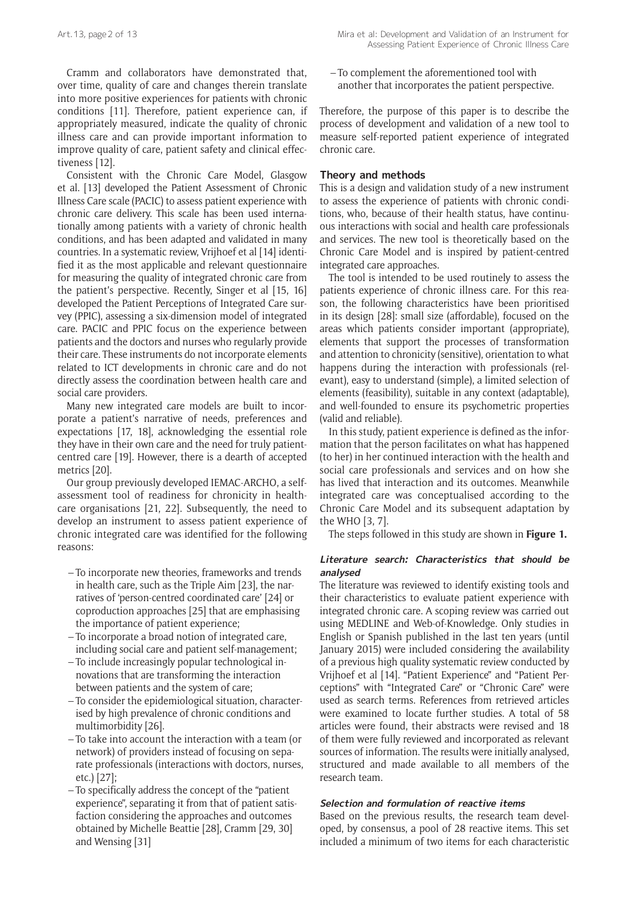Cramm and collaborators have demonstrated that, over time, quality of care and changes therein translate into more positive experiences for patients with chronic conditions [11]. Therefore, patient experience can, if appropriately measured, indicate the quality of chronic illness care and can provide important information to improve quality of care, patient safety and clinical effectiveness [12].

Consistent with the Chronic Care Model, Glasgow et al. [13] developed the Patient Assessment of Chronic Illness Care scale (PACIC) to assess patient experience with chronic care delivery. This scale has been used internationally among patients with a variety of chronic health conditions, and has been adapted and validated in many countries. In a systematic review, Vrijhoef et al [14] identified it as the most applicable and relevant questionnaire for measuring the quality of integrated chronic care from the patient's perspective. Recently, Singer et al [15, 16] developed the Patient Perceptions of Integrated Care survey (PPIC), assessing a six-dimension model of integrated care. PACIC and PPIC focus on the experience between patients and the doctors and nurses who regularly provide their care. These instruments do not incorporate elements related to ICT developments in chronic care and do not directly assess the coordination between health care and social care providers.

Many new integrated care models are built to incorporate a patient's narrative of needs, preferences and expectations [17, 18], acknowledging the essential role they have in their own care and the need for truly patient-centred care [19]. However, there is a dearth of accepted metrics [20].

Our group previously developed IEMAC-ARCHO, a self-assessment tool of readiness for chronicity in healthcare organisations [21, 22]. Subsequently, the need to develop an instrument to assess patient experience of chronic integrated care was identified for the following reasons:

- To incorporate new theories, frameworks and trends in health care, such as the Triple Aim [23], the narratives of 'person-centred coordinated care' [24] or coproduction approaches [25] that are emphasising the importance of patient experience;
- To incorporate a broad notion of integrated care, including social care and patient self-management;
- To include increasingly popular technological innovations that are transforming the interaction between patients and the system of care;
- To consider the epidemiological situation, characterised by high prevalence of chronic conditions and multimorbidity [26].
- To take into account the interaction with a team (or network) of providers instead of focusing on separate professionals (interactions with doctors, nurses, etc.) [27];
- To specifically address the concept of the "patient experience", separating it from that of patient satisfaction considering the approaches and outcomes obtained by Michelle Beattie [28], Cramm [29, 30] and Wensing [31]
- To complement the aforementioned tool with another that incorporates the patient perspective.

Therefore, the purpose of this paper is to describe the process of development and validation of a new tool to measure self-reported patient experience of integrated chronic care.

## Theory and methods

This is a design and validation study of a new instrument to assess the experience of patients with chronic conditions, who, because of their health status, have continuous interactions with social and health care professionals and services. The new tool is theoretically based on the Chronic Care Model and is inspired by patient-centred integrated care approaches.

The tool is intended to be used routinely to assess the patients experience of chronic illness care. For this reason, the following characteristics have been prioritised in its design [28]: small size (affordable), focused on the areas which patients consider important (appropriate), elements that support the processes of transformation and attention to chronicity (sensitive), orientation to what happens during the interaction with professionals (relevant), easy to understand (simple), a limited selection of elements (feasibility), suitable in any context (adaptable), and well-founded to ensure its psychometric properties (valid and reliable).

In this study, patient experience is defined as the information that the person facilitates on what has happened (to her) in her continued interaction with the health and social care professionals and services and on how she has lived that interaction and its outcomes. Meanwhile integrated care was conceptualised according to the Chronic Care Model and its subsequent adaptation by the WHO [3, 7].

The steps followed in this study are shown in **Figure 1.**

### *Literature search: Characteristics that should be analysed*

The literature was reviewed to identify existing tools and their characteristics to evaluate patient experience with integrated chronic care. A scoping review was carried out using MEDLINE and Web-of-Knowledge. Only studies in English or Spanish published in the last ten years (until January 2015) were included considering the availability of a previous high quality systematic review conducted by Vrijhoef et al [14]. "Patient Experience" and "Patient Perceptions" with "Integrated Care" or "Chronic Care" were used as search terms. References from retrieved articles were examined to locate further studies. A total of 58 articles were found, their abstracts were revised and 18 of them were fully reviewed and incorporated as relevant sources of information. The results were initially analysed, structured and made available to all members of the research team.

### *Selection and formulation of reactive items*

Based on the previous results, the research team developed, by consensus, a pool of 28 reactive items. This set included a minimum of two items for each characteristic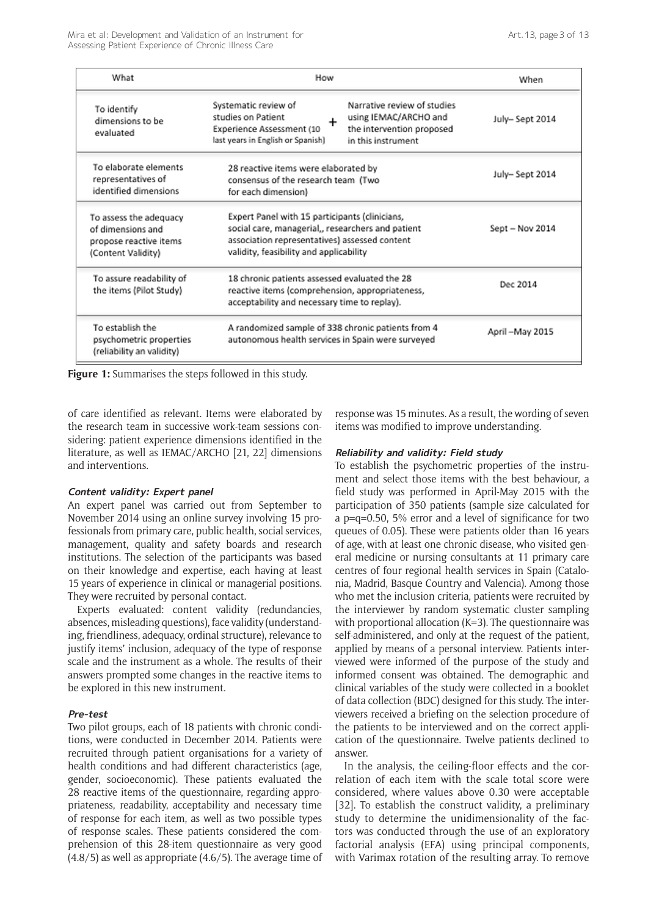| What | How | When |
|---|---|---|
| To identify dimensions to be evaluated | Systematic review of studies on Patient Experience Assessment (10 last years in English or Spanish) + Narrative review of studies using IEMAC/ARCHO and the intervention proposed in this instrument | July– Sept 2014 |
| To elaborate elements representatives of identified dimensions | 28 reactive items were elaborated by consensus of the research team (Two for each dimension) | July– Sept 2014 |
| To assess the adequacy of dimensions and propose reactive items (Content Validity) | Expert Panel with 15 participants (clinicians, social care, managerial,, researchers and patient association representatives) assessed content validity, feasibility and applicability | Sept – Nov 2014 |
| To assure readability of the items (Pilot Study) | 18 chronic patients assessed evaluated the 28 reactive items (comprehension, appropriateness, acceptability and necessary time to replay). | Dec 2014 |
| To establish the psychometric properties (reliability an validity) | A randomized sample of 338 chronic patients from 4 autonomous health services in Spain were surveyed | April –May 2015 |

**Figure 1:** Summarises the steps followed in this study.

of care identified as relevant. Items were elaborated by the research team in successive work-team sessions considering: patient experience dimensions identified in the literature, as well as IEMAC/ARCHO [21, 22] dimensions and interventions.

#### *Content validity: Expert panel*

An expert panel was carried out from September to November 2014 using an online survey involving 15 professionals from primary care, public health, social services, management, quality and safety boards and research institutions. The selection of the participants was based on their knowledge and expertise, each having at least 15 years of experience in clinical or managerial positions. They were recruited by personal contact.

Experts evaluated: content validity (redundancies, absences, misleading questions), face validity (understanding, friendliness, adequacy, ordinal structure), relevance to justify items' inclusion, adequacy of the type of response scale and the instrument as a whole. The results of their answers prompted some changes in the reactive items to be explored in this new instrument.

#### *Pre-test*

Two pilot groups, each of 18 patients with chronic conditions, were conducted in December 2014. Patients were recruited through patient organisations for a variety of health conditions and had different characteristics (age, gender, socioeconomic). These patients evaluated the 28 reactive items of the questionnaire, regarding appropriateness, readability, acceptability and necessary time of response for each item, as well as two possible types of response scales. These patients considered the comprehension of this 28-item questionnaire as very good (4.8/5) as well as appropriate (4.6/5). The average time of response was 15 minutes. As a result, the wording of seven items was modified to improve understanding.

#### *Reliability and validity: Field study*

To establish the psychometric properties of the instrument and select those items with the best behaviour, a field study was performed in April-May 2015 with the participation of 350 patients (sample size calculated for a p=q=0.50, 5% error and a level of significance for two queues of 0.05). These were patients older than 16 years of age, with at least one chronic disease, who visited general medicine or nursing consultants at 11 primary care centres of four regional health services in Spain (Catalonia, Madrid, Basque Country and Valencia). Among those who met the inclusion criteria, patients were recruited by the interviewer by random systematic cluster sampling with proportional allocation (K=3). The questionnaire was self-administered, and only at the request of the patient, applied by means of a personal interview. Patients interviewed were informed of the purpose of the study and informed consent was obtained. The demographic and clinical variables of the study were collected in a booklet of data collection (BDC) designed for this study. The interviewers received a briefing on the selection procedure of the patients to be interviewed and on the correct application of the questionnaire. Twelve patients declined to answer.

In the analysis, the ceiling-floor effects and the correlation of each item with the scale total score were considered, where values above 0.30 were acceptable [32]. To establish the construct validity, a preliminary study to determine the unidimensionality of the factors was conducted through the use of an exploratory factorial analysis (EFA) using principal components, with Varimax rotation of the resulting array. To remove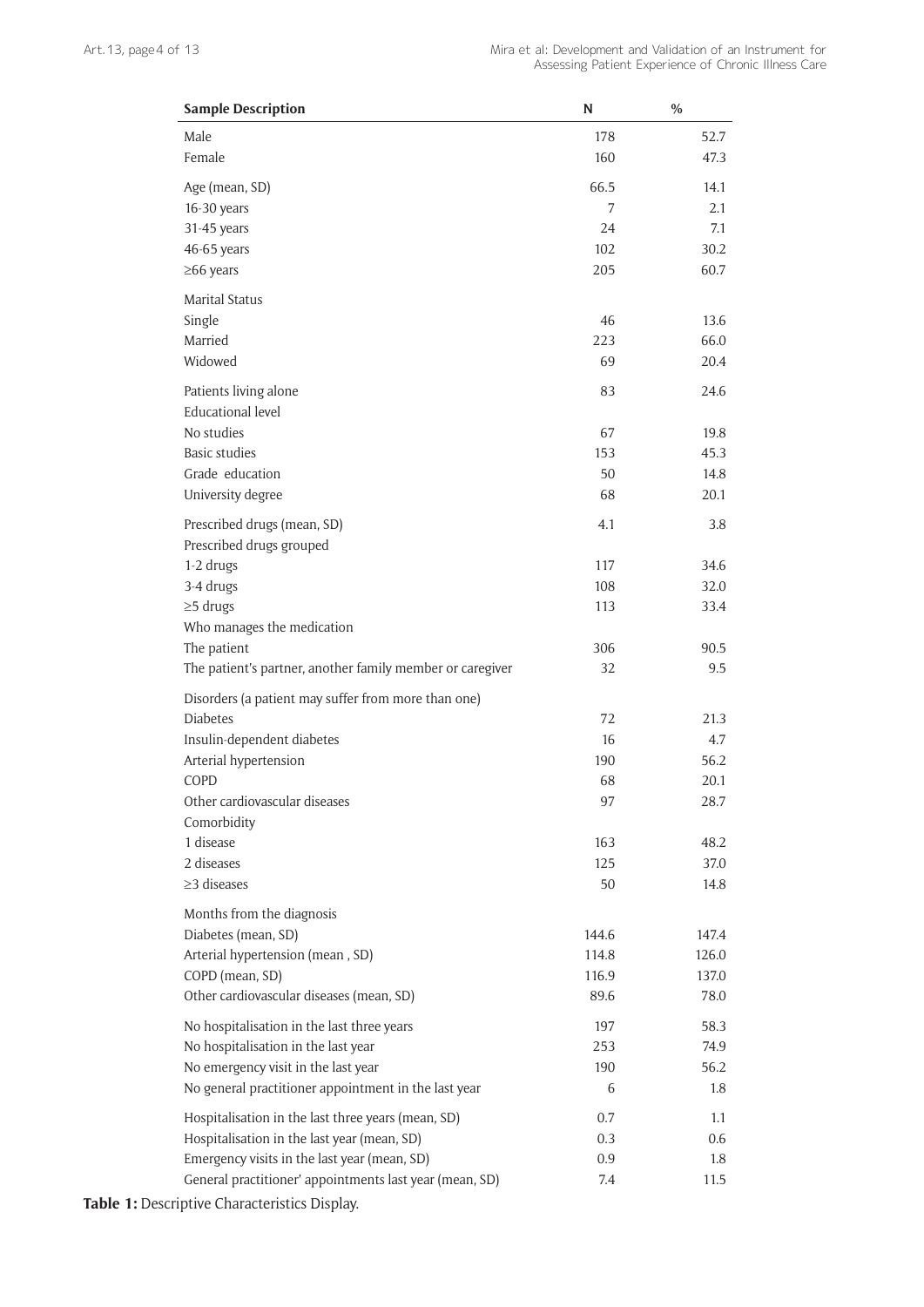| Sample Description | N | % |
|---|---|---|
| Male | 178 | 52.7 |
| Female | 160 | 47.3 |
| Age (mean, SD) | 66.5 | 14.1 |
| 16-30 years | 7 | 2.1 |
| 31-45 years | 24 | 7.1 |
| 46-65 years | 102 | 30.2 |
| ≥66 years | 205 | 60.7 |
| Marital Status | | |
| Single | 46 | 13.6 |
| Married | 223 | 66.0 |
| Widowed | 69 | 20.4 |
| Patients living alone | 83 | 24.6 |
| Educational level | | |
| No studies | 67 | 19.8 |
| Basic studies | 153 | 45.3 |
| Grade education | 50 | 14.8 |
| University degree | 68 | 20.1 |
| Prescribed drugs (mean, SD) | 4.1 | 3.8 |
| Prescribed drugs grouped | | |
| 1-2 drugs | 117 | 34.6 |
| 3-4 drugs | 108 | 32.0 |
| ≥5 drugs | 113 | 33.4 |
| Who manages the medication | | |
| The patient | 306 | 90.5 |
| The patient's partner, another family member or caregiver | 32 | 9.5 |
| Disorders (a patient may suffer from more than one) | | |
| Diabetes | 72 | 21.3 |
| Insulin-dependent diabetes | 16 | 4.7 |
| Arterial hypertension | 190 | 56.2 |
| COPD | 68 | 20.1 |
| Other cardiovascular diseases | 97 | 28.7 |
| Comorbidity | | |
| 1 disease | 163 | 48.2 |
| 2 diseases | 125 | 37.0 |
| ≥3 diseases | 50 | 14.8 |
| Months from the diagnosis | | |
| Diabetes (mean, SD) | 144.6 | 147.4 |
| Arterial hypertension (mean , SD) | 114.8 | 126.0 |
| COPD (mean, SD) | 116.9 | 137.0 |
| Other cardiovascular diseases (mean, SD) | 89.6 | 78.0 |
| No hospitalisation in the last three years | 197 | 58.3 |
| No hospitalisation in the last year | 253 | 74.9 |
| No emergency visit in the last year | 190 | 56.2 |
| No general practitioner appointment in the last year | 6 | 1.8 |
| Hospitalisation in the last three years (mean, SD) | 0.7 | 1.1 |
| Hospitalisation in the last year (mean, SD) | 0.3 | 0.6 |
| Emergency visits in the last year (mean, SD) | 0.9 | 1.8 |
| General practitioner' appointments last year (mean, SD) | 7.4 | 11.5 |

**Table 1:** Descriptive Characteristics Display.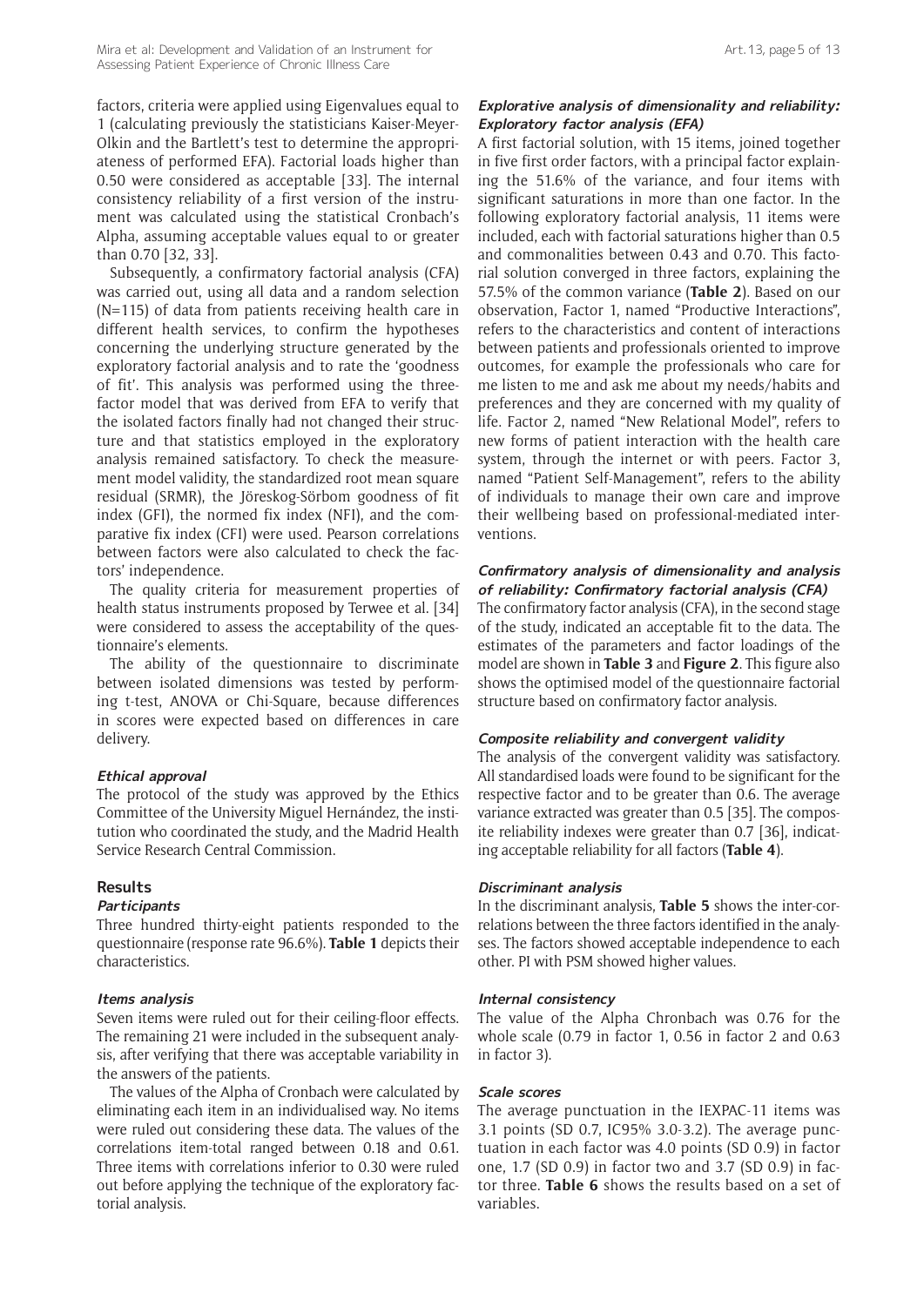factors, criteria were applied using Eigenvalues equal to 1 (calculating previously the statisticians Kaiser-Meyer-Olkin and the Bartlett's test to determine the appropriateness of performed EFA). Factorial loads higher than 0.50 were considered as acceptable [33]. The internal consistency reliability of a first version of the instrument was calculated using the statistical Cronbach's Alpha, assuming acceptable values equal to or greater than 0.70 [32, 33].

Subsequently, a confirmatory factorial analysis (CFA) was carried out, using all data and a random selection (N=115) of data from patients receiving health care in different health services, to confirm the hypotheses concerning the underlying structure generated by the exploratory factorial analysis and to rate the 'goodness of fit'. This analysis was performed using the three-factor model that was derived from EFA to verify that the isolated factors finally had not changed their structure and that statistics employed in the exploratory analysis remained satisfactory. To check the measurement model validity, the standardized root mean square residual (SRMR), the Jöreskog-Sörbom goodness of fit index (GFI), the normed fix index (NFI), and the comparative fix index (CFI) were used. Pearson correlations between factors were also calculated to check the factors' independence.

The quality criteria for measurement properties of health status instruments proposed by Terwee et al. [34] were considered to assess the acceptability of the questionnaire's elements.

The ability of the questionnaire to discriminate between isolated dimensions was tested by performing t-test, ANOVA or Chi-Square, because differences in scores were expected based on differences in care delivery.

#### *Ethical approval*

The protocol of the study was approved by the Ethics Committee of the University Miguel Hernández, the institution who coordinated the study, and the Madrid Health Service Research Central Commission.

## Results

#### *Participants*

Three hundred thirty-eight patients responded to the questionnaire (response rate 96.6%). **Table 1** depicts their characteristics.

#### *Items analysis*

Seven items were ruled out for their ceiling-floor effects. The remaining 21 were included in the subsequent analysis, after verifying that there was acceptable variability in the answers of the patients.

The values of the Alpha of Cronbach were calculated by eliminating each item in an individualised way. No items were ruled out considering these data. The values of the correlations item-total ranged between 0.18 and 0.61. Three items with correlations inferior to 0.30 were ruled out before applying the technique of the exploratory factorial analysis.

#### *Explorative analysis of dimensionality and reliability: Exploratory factor analysis (EFA)*

A first factorial solution, with 15 items, joined together in five first order factors, with a principal factor explaining the 51.6% of the variance, and four items with significant saturations in more than one factor. In the following exploratory factorial analysis, 11 items were included, each with factorial saturations higher than 0.5 and commonalities between 0.43 and 0.70. This factorial solution converged in three factors, explaining the 57.5% of the common variance (**Table 2**). Based on our observation, Factor 1, named "Productive Interactions", refers to the characteristics and content of interactions between patients and professionals oriented to improve outcomes, for example the professionals who care for me listen to me and ask me about my needs/habits and preferences and they are concerned with my quality of life. Factor 2, named "New Relational Model", refers to new forms of patient interaction with the health care system, through the internet or with peers. Factor 3, named "Patient Self-Management", refers to the ability of individuals to manage their own care and improve their wellbeing based on professional-mediated interventions.

#### *Confirmatory analysis of dimensionality and analysis of reliability: Confirmatory factorial analysis (CFA)*

The confirmatory factor analysis (CFA), in the second stage of the study, indicated an acceptable fit to the data. The estimates of the parameters and factor loadings of the model are shown in **Table 3** and **Figure 2**. This figure also shows the optimised model of the questionnaire factorial structure based on confirmatory factor analysis.

#### *Composite reliability and convergent validity*

The analysis of the convergent validity was satisfactory. All standardised loads were found to be significant for the respective factor and to be greater than 0.6. The average variance extracted was greater than 0.5 [35]. The composite reliability indexes were greater than 0.7 [36], indicating acceptable reliability for all factors (**Table 4**).

#### *Discriminant analysis*

In the discriminant analysis, **Table 5** shows the inter-correlations between the three factors identified in the analyses. The factors showed acceptable independence to each other. PI with PSM showed higher values.

#### *Internal consistency*

The value of the Alpha Chronbach was 0.76 for the whole scale (0.79 in factor 1, 0.56 in factor 2 and 0.63 in factor 3).

#### *Scale scores*

The average punctuation in the IEXPAC-11 items was 3.1 points (SD 0.7, IC95% 3.0-3.2). The average punctuation in each factor was 4.0 points (SD 0.9) in factor one, 1.7 (SD 0.9) in factor two and 3.7 (SD 0.9) in factor three. **Table 6** shows the results based on a set of variables.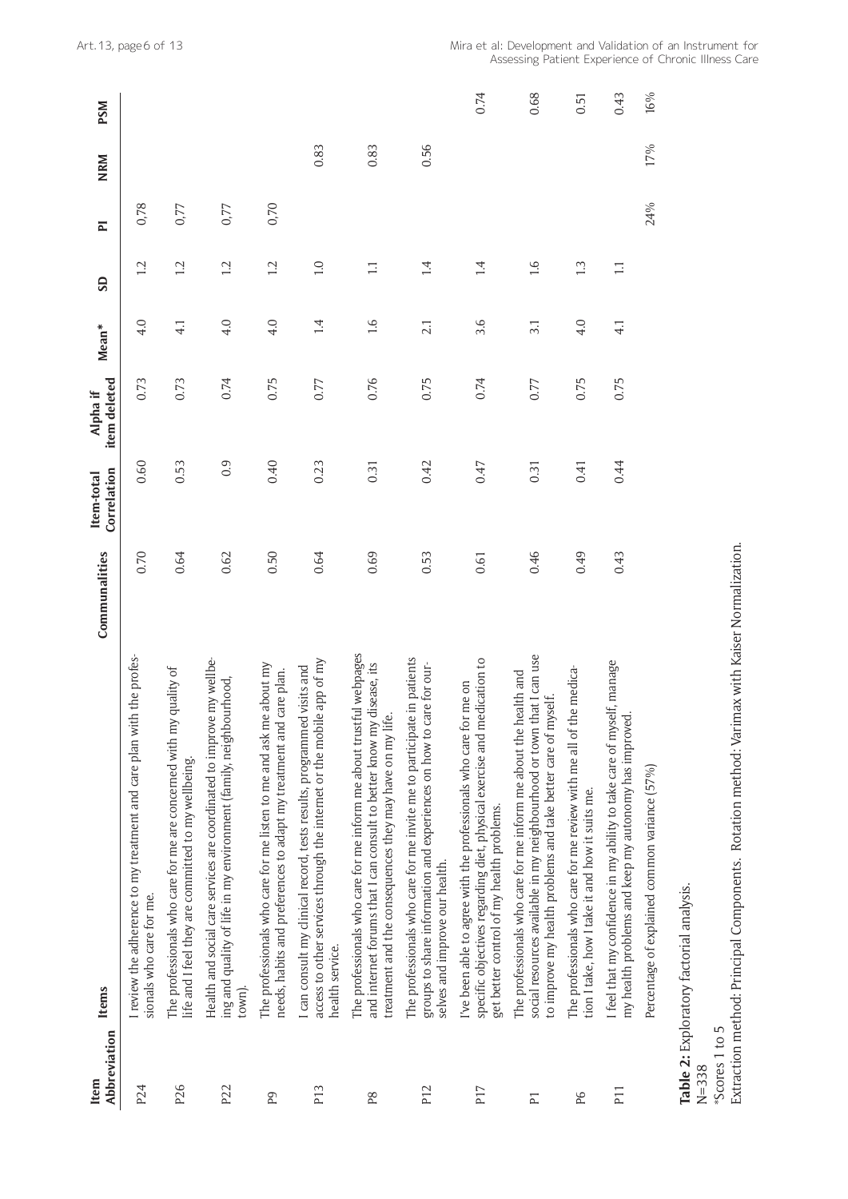| Item Abbreviation | Items | Communalities | Item-total Correlation | Alpha if item deleted | Mean* | SD | PI | NRM | PSM |
|---|---|---|---|---|---|---|---|---|---|
| P24 | I review the adherence to my treatment and care plan with the professionals who care for me. | 0.70 | 0.60 | 0.73 | 4.0 | 1.2 | 0,78 | | |
| P26 | The professionals who care for me are concerned with my quality of life and I feel they are committed to my wellbeing. | 0.64 | 0.53 | 0.73 | 4.1 | 1.2 | 0,77 | | |
| P22 | Health and social care services are coordinated to improve my wellbeing and quality of life in my environment (family, neighbourhood, town). | 0.62 | 0.9 | 0.74 | 4.0 | 1.2 | 0,77 | | |
| P9 | The professionals who care for me listen to me and ask me about my needs, habits and preferences to adapt my treatment and care plan. | 0.50 | 0.40 | 0.75 | 4.0 | 1.2 | 0,70 | | |
| P13 | I can consult my clinical record, tests results, programmed visits and access to other services through the internet or the mobile app of my health service. | 0.64 | 0.23 | 0.77 | 1.4 | 1.0 | | 0.83 | |
| P8 | The professionals who care for me inform me about trustful webpages and internet forums that I can consult to better know my disease, its treatment and the consequences they may have on my life. | 0.69 | 0.31 | 0.76 | 1.6 | 1.1 | | 0.83 | |
| P12 | The professionals who care for me invite me to participate in patients groups to share information and experiences on how to care for ourselves and improve our health. | 0.53 | 0.42 | 0.75 | 2.1 | 1.4 | | 0.56 | |
| P17 | I've been able to agree with the professionals who care for me on specific objectives regarding diet, physical exercise and medication to get better control of my health problems. | 0.61 | 0.47 | 0.74 | 3.6 | 1.4 | | | 0.74 |
| P1 | The professionals who care for me inform me about the health and social resources available in my neighbourhood or town that I can use to improve my health problems and take better care of myself. | 0.46 | 0.31 | 0.77 | 3.1 | 1.6 | | | 0.68 |
| P6 | The professionals who care for me review with me all of the medication I take, how I take it and how it suits me. | 0.49 | 0.41 | 0.75 | 4.0 | 1.3 | | | 0.51 |
| P11 | I feel that my confidence in my ability to take care of myself, manage my health problems and keep my autonomy has improved. | 0.43 | 0.44 | 0.75 | 4.1 | 1.1 | | | 0.43 |
| | Percentage of explained common variance (57%) | | | | | | 24% | 17% | 16% |

**Table 2:** Exploratory factorial analysis.
N=338
*Scores 1 to 5
Extraction method: Principal Components. Rotation method: Varimax with Kaiser Normalization.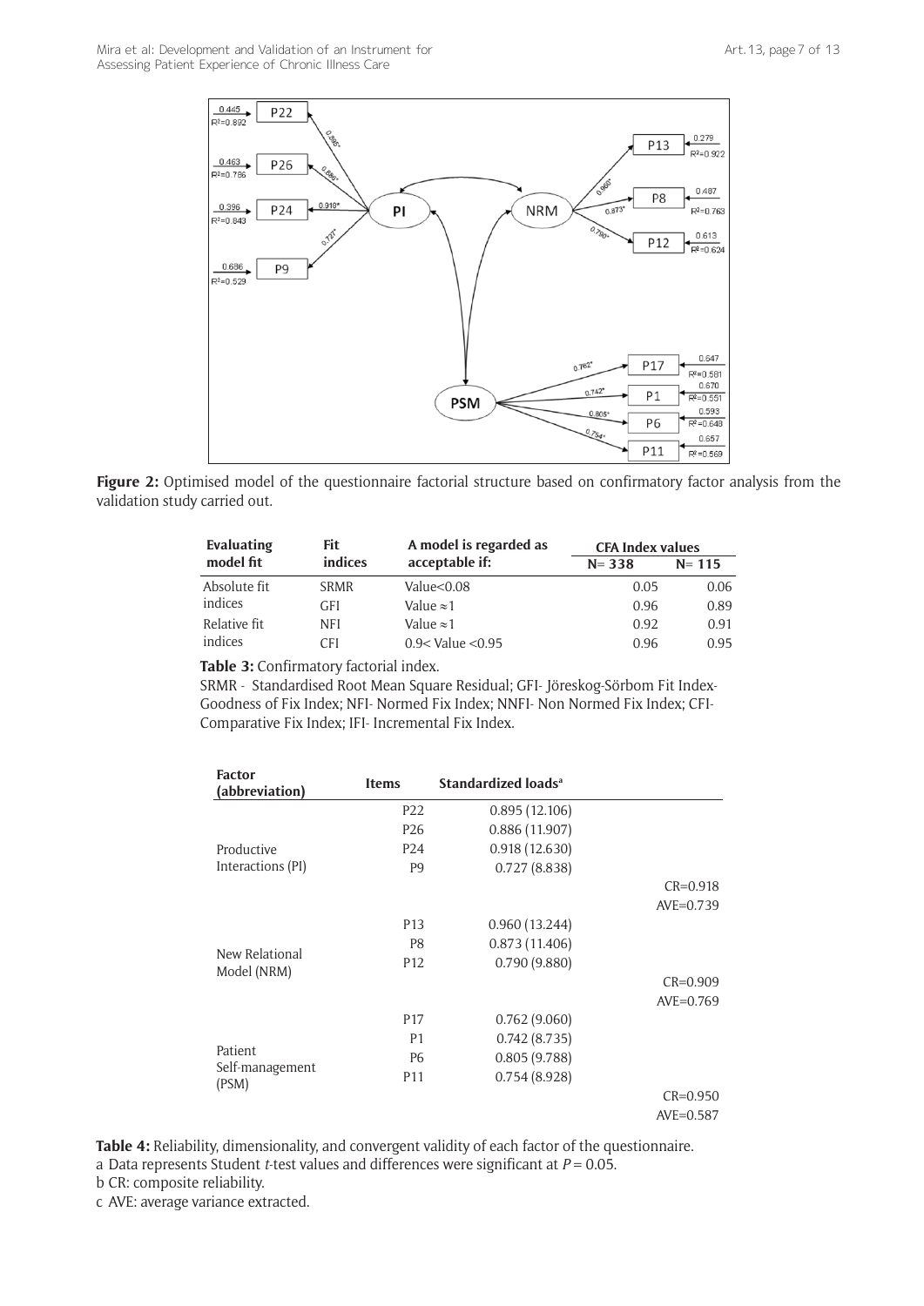**Figure 2:** Optimised model of the questionnaire factorial structure based on confirmatory factor analysis from the validation study carried out.

| Evaluating model fit | Fit indices | A model is regarded as acceptable if: | CFA Index values | |
|---|---|---|---|---|
| | | | N= 338 | N= 115 |
| Absolute fit indices | SRMR | Value<0.08 | 0.05 | 0.06 |
| | GFI | Value ≈1 | 0.96 | 0.89 |
| Relative fit indices | NFI | Value ≈1 | 0.92 | 0.91 |
| | CFI | 0.9< Value <0.95 | 0.96 | 0.95 |

**Table 3:** Confirmatory factorial index.

SRMR - Standardised Root Mean Square Residual; GFI- Jöreskog-Sörbom Fit Index-Goodness of Fix Index; NFI- Normed Fix Index; NNFI- Non Normed Fix Index; CFI-Comparative Fix Index; IFI- Incremental Fix Index.

| Factor (abbreviation) | Items | Standardized loads[a] | |
|---|---|---|---|
| Productive Interactions (PI) | P22 | 0.895 (12.106) | |
| | P26 | 0.886 (11.907) | |
| | P24 | 0.918 (12.630) | |
| | P9 | 0.727 (8.838) | |
| | | | CR=0.918 |
| | | | AVE=0.739 |
| New Relational Model (NRM) | P13 | 0.960 (13.244) | |
| | P8 | 0.873 (11.406) | |
| | P12 | 0.790 (9.880) | |
| | | | CR=0.909 |
| | | | AVE=0.769 |
| Patient Self-management (PSM) | P17 | 0.762 (9.060) | |
| | P1 | 0.742 (8.735) | |
| | P6 | 0.805 (9.788) | |
| | P11 | 0.754 (8.928) | |
| | | | CR=0.950 |
| | | | AVE=0.587 |

**Table 4:** Reliability, dimensionality, and convergent validity of each factor of the questionnaire.

a Data represents Student *t*-test values and differences were significant at $P = 0.05$.

b CR: composite reliability.

c AVE: average variance extracted.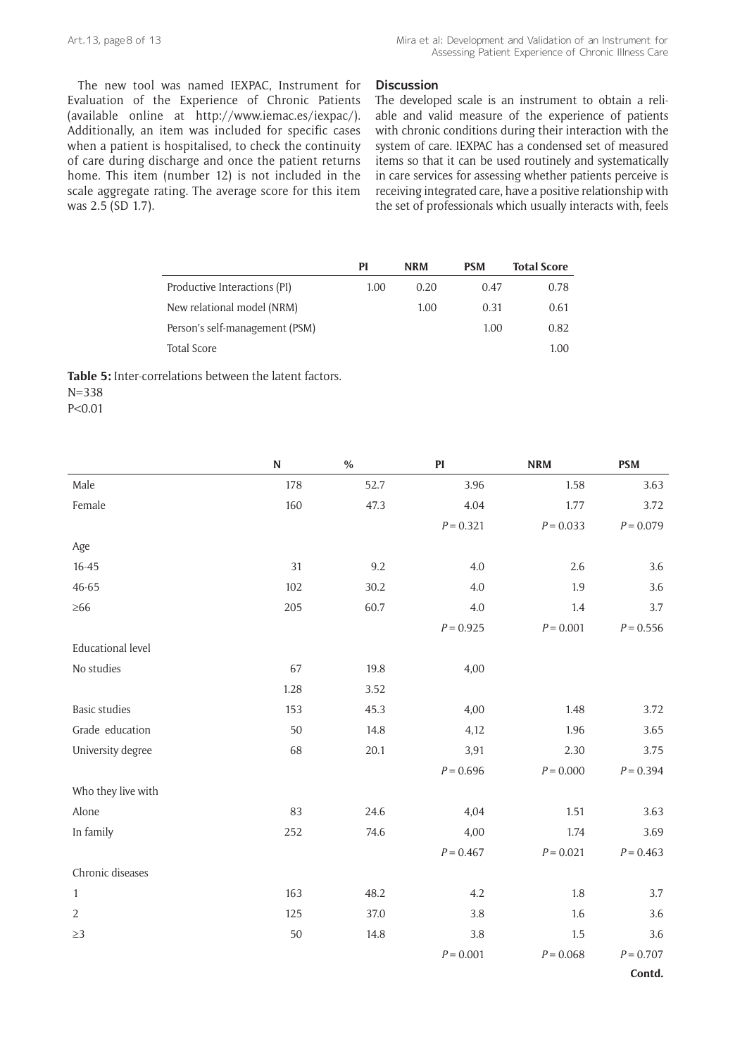The new tool was named IEXPAC, Instrument for Evaluation of the Experience of Chronic Patients (available online at http://www.iemac.es/iexpac/). Additionally, an item was included for specific cases when a patient is hospitalised, to check the continuity of care during discharge and once the patient returns home. This item (number 12) is not included in the scale aggregate rating. The average score for this item was 2.5 (SD 1.7).

## Discussion

The developed scale is an instrument to obtain a reliable and valid measure of the experience of patients with chronic conditions during their interaction with the system of care. IEXPAC has a condensed set of measured items so that it can be used routinely and systematically in care services for assessing whether patients perceive is receiving integrated care, have a positive relationship with the set of professionals which usually interacts with, feels

| | PI | NRM | PSM | Total Score |
|---|---|---|---|---|
| Productive Interactions (PI) | 1.00 | 0.20 | 0.47 | 0.78 |
| New relational model (NRM) | | 1.00 | 0.31 | 0.61 |
| Person's self-management (PSM) | | | 1.00 | 0.82 |
| Total Score | | | | 1.00 |

**Table 5:** Inter-correlations between the latent factors.
N=338
P<0.01

| | N | % | PI | NRM | PSM |
|---|---|---|---|---|---|
| Male | 178 | 52.7 | 3.96 | 1.58 | 3.63 |
| Female | 160 | 47.3 | 4.04 | 1.77 | 3.72 |
| | | | $P = 0.321$ | $P = 0.033$ | $P = 0.079$ |
| Age | | | | | |
| 16-45 | 31 | 9.2 | 4.0 | 2.6 | 3.6 |
| 46-65 | 102 | 30.2 | 4.0 | 1.9 | 3.6 |
| ≥66 | 205 | 60.7 | 4.0 | 1.4 | 3.7 |
| | | | $P = 0.925$ | $P = 0.001$ | $P = 0.556$ |
| Educational level | | | | | |
| No studies | 67 | 19.8 | 4,00 | | |
| | 1.28 | 3.52 | | | |
| Basic studies | 153 | 45.3 | 4,00 | 1.48 | 3.72 |
| Grade education | 50 | 14.8 | 4,12 | 1.96 | 3.65 |
| University degree | 68 | 20.1 | 3,91 | 2.30 | 3.75 |
| | | | $P = 0.696$ | $P = 0.000$ | $P = 0.394$ |
| Who they live with | | | | | |
| Alone | 83 | 24.6 | 4,04 | 1.51 | 3.63 |
| In family | 252 | 74.6 | 4,00 | 1.74 | 3.69 |
| | | | $P = 0.467$ | $P = 0.021$ | $P = 0.463$ |
| Chronic diseases | | | | | |
| 1 | 163 | 48.2 | 4.2 | 1.8 | 3.7 |
| 2 | 125 | 37.0 | 3.8 | 1.6 | 3.6 |
| ≥3 | 50 | 14.8 | 3.8 | 1.5 | 3.6 |
| | | | $P = 0.001$ | $P = 0.068$ | $P = 0.707$ |

**Contd.**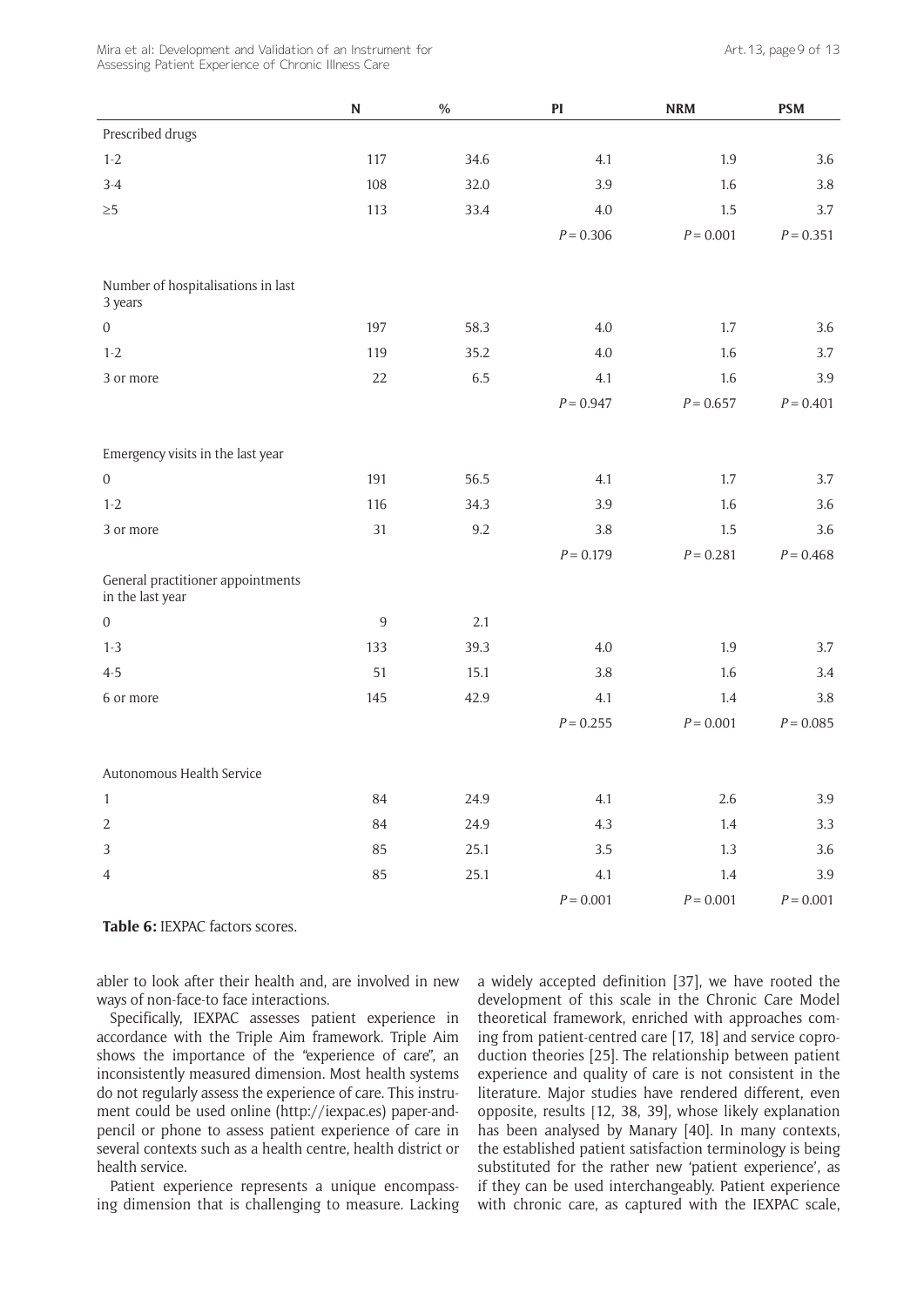| | N | % | PI | NRM | PSM |
|---|---|---|---|---|---|
| Prescribed drugs | | | | | |
| 1-2 | 117 | 34.6 | 4.1 | 1.9 | 3.6 |
| 3-4 | 108 | 32.0 | 3.9 | 1.6 | 3.8 |
| ≥5 | 113 | 33.4 | 4.0 | 1.5 | 3.7 |
| | | | $P = 0.306$ | $P = 0.001$ | $P = 0.351$ |
| Number of hospitalisations in last 3 years | | | | | |
| 0 | 197 | 58.3 | 4.0 | 1.7 | 3.6 |
| 1-2 | 119 | 35.2 | 4.0 | 1.6 | 3.7 |
| 3 or more | 22 | 6.5 | 4.1 | 1.6 | 3.9 |
| | | | $P = 0.947$ | $P = 0.657$ | $P = 0.401$ |
| Emergency visits in the last year | | | | | |
| 0 | 191 | 56.5 | 4.1 | 1.7 | 3.7 |
| 1-2 | 116 | 34.3 | 3.9 | 1.6 | 3.6 |
| 3 or more | 31 | 9.2 | 3.8 | 1.5 | 3.6 |
| | | | $P = 0.179$ | $P = 0.281$ | $P = 0.468$ |
| General practitioner appointments in the last year | | | | | |
| 0 | 9 | 2.1 | | | |
| 1-3 | 133 | 39.3 | 4.0 | 1.9 | 3.7 |
| 4-5 | 51 | 15.1 | 3.8 | 1.6 | 3.4 |
| 6 or more | 145 | 42.9 | 4.1 | 1.4 | 3.8 |
| | | | $P = 0.255$ | $P = 0.001$ | $P = 0.085$ |
| Autonomous Health Service | | | | | |
| 1 | 84 | 24.9 | 4.1 | 2.6 | 3.9 |
| 2 | 84 | 24.9 | 4.3 | 1.4 | 3.3 |
| 3 | 85 | 25.1 | 3.5 | 1.3 | 3.6 |
| 4 | 85 | 25.1 | 4.1 | 1.4 | 3.9 |
| | | | $P = 0.001$ | $P = 0.001$ | $P = 0.001$ |

**Table 6:** IEXPAC factors scores.

abler to look after their health and, are involved in new ways of non-face-to face interactions.

Specifically, IEXPAC assesses patient experience in accordance with the Triple Aim framework. Triple Aim shows the importance of the "experience of care", an inconsistently measured dimension. Most health systems do not regularly assess the experience of care. This instrument could be used online (http://iexpac.es) paper-and-pencil or phone to assess patient experience of care in several contexts such as a health centre, health district or health service.

Patient experience represents a unique encompassing dimension that is challenging to measure. Lacking a widely accepted definition [37], we have rooted the development of this scale in the Chronic Care Model theoretical framework, enriched with approaches coming from patient-centred care [17, 18] and service coproduction theories [25]. The relationship between patient experience and quality of care is not consistent in the literature. Major studies have rendered different, even opposite, results [12, 38, 39], whose likely explanation has been analysed by Manary [40]. In many contexts, the established patient satisfaction terminology is being substituted for the rather new 'patient experience', as if they can be used interchangeably. Patient experience with chronic care, as captured with the IEXPAC scale,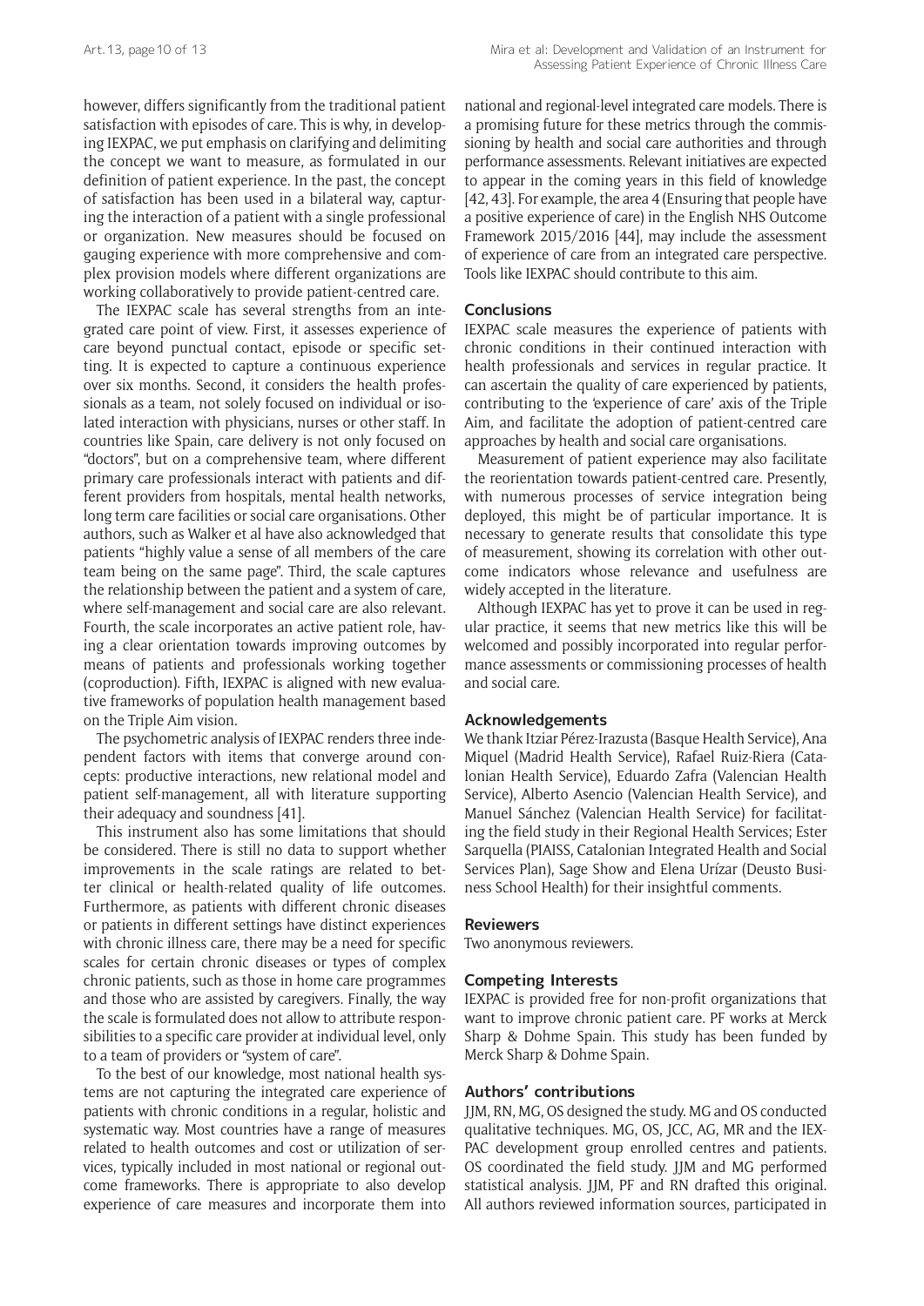however, differs significantly from the traditional patient satisfaction with episodes of care. This is why, in developing IEXPAC, we put emphasis on clarifying and delimiting the concept we want to measure, as formulated in our definition of patient experience. In the past, the concept of satisfaction has been used in a bilateral way, capturing the interaction of a patient with a single professional or organization. New measures should be focused on gauging experience with more comprehensive and complex provision models where different organizations are working collaboratively to provide patient-centred care.

The IEXPAC scale has several strengths from an integrated care point of view. First, it assesses experience of care beyond punctual contact, episode or specific setting. It is expected to capture a continuous experience over six months. Second, it considers the health professionals as a team, not solely focused on individual or isolated interaction with physicians, nurses or other staff. In countries like Spain, care delivery is not only focused on "doctors", but on a comprehensive team, where different primary care professionals interact with patients and different providers from hospitals, mental health networks, long term care facilities or social care organisations. Other authors, such as Walker et al have also acknowledged that patients "highly value a sense of all members of the care team being on the same page". Third, the scale captures the relationship between the patient and a system of care, where self-management and social care are also relevant. Fourth, the scale incorporates an active patient role, having a clear orientation towards improving outcomes by means of patients and professionals working together (coproduction). Fifth, IEXPAC is aligned with new evaluative frameworks of population health management based on the Triple Aim vision.

The psychometric analysis of IEXPAC renders three independent factors with items that converge around concepts: productive interactions, new relational model and patient self-management, all with literature supporting their adequacy and soundness [41].

This instrument also has some limitations that should be considered. There is still no data to support whether improvements in the scale ratings are related to better clinical or health-related quality of life outcomes. Furthermore, as patients with different chronic diseases or patients in different settings have distinct experiences with chronic illness care, there may be a need for specific scales for certain chronic diseases or types of complex chronic patients, such as those in home care programmes and those who are assisted by caregivers. Finally, the way the scale is formulated does not allow to attribute responsibilities to a specific care provider at individual level, only to a team of providers or "system of care".

To the best of our knowledge, most national health systems are not capturing the integrated care experience of patients with chronic conditions in a regular, holistic and systematic way. Most countries have a range of measures related to health outcomes and cost or utilization of services, typically included in most national or regional outcome frameworks. There is appropriate to also develop experience of care measures and incorporate them into national and regional-level integrated care models. There is a promising future for these metrics through the commissioning by health and social care authorities and through performance assessments. Relevant initiatives are expected to appear in the coming years in this field of knowledge [42, 43]. For example, the area 4 (Ensuring that people have a positive experience of care) in the English NHS Outcome Framework 2015/2016 [44], may include the assessment of experience of care from an integrated care perspective. Tools like IEXPAC should contribute to this aim.

## Conclusions

IEXPAC scale measures the experience of patients with chronic conditions in their continued interaction with health professionals and services in regular practice. It can ascertain the quality of care experienced by patients, contributing to the 'experience of care' axis of the Triple Aim, and facilitate the adoption of patient-centred care approaches by health and social care organisations.

Measurement of patient experience may also facilitate the reorientation towards patient-centred care. Presently, with numerous processes of service integration being deployed, this might be of particular importance. It is necessary to generate results that consolidate this type of measurement, showing its correlation with other outcome indicators whose relevance and usefulness are widely accepted in the literature.

Although IEXPAC has yet to prove it can be used in regular practice, it seems that new metrics like this will be welcomed and possibly incorporated into regular performance assessments or commissioning processes of health and social care.

## Acknowledgements

We thank Itziar Pérez-Irazusta (Basque Health Service), Ana Miquel (Madrid Health Service), Rafael Ruiz-Riera (Catalonian Health Service), Eduardo Zafra (Valencian Health Service), Alberto Asencio (Valencian Health Service), and Manuel Sánchez (Valencian Health Service) for facilitating the field study in their Regional Health Services; Ester Sarquella (PIAISS, Catalonian Integrated Health and Social Services Plan), Sage Show and Elena Urízar (Deusto Business School Health) for their insightful comments.

## Reviewers

Two anonymous reviewers.

## Competing Interests

IEXPAC is provided free for non-profit organizations that want to improve chronic patient care. PF works at Merck Sharp & Dohme Spain. This study has been funded by Merck Sharp & Dohme Spain.

## Authors' contributions

JJM, RN, MG, OS designed the study. MG and OS conducted qualitative techniques. MG, OS, JCC, AG, MR and the IEXPAC development group enrolled centres and patients. OS coordinated the field study. JJM and MG performed statistical analysis. JJM, PF and RN drafted this original. All authors reviewed information sources, participated in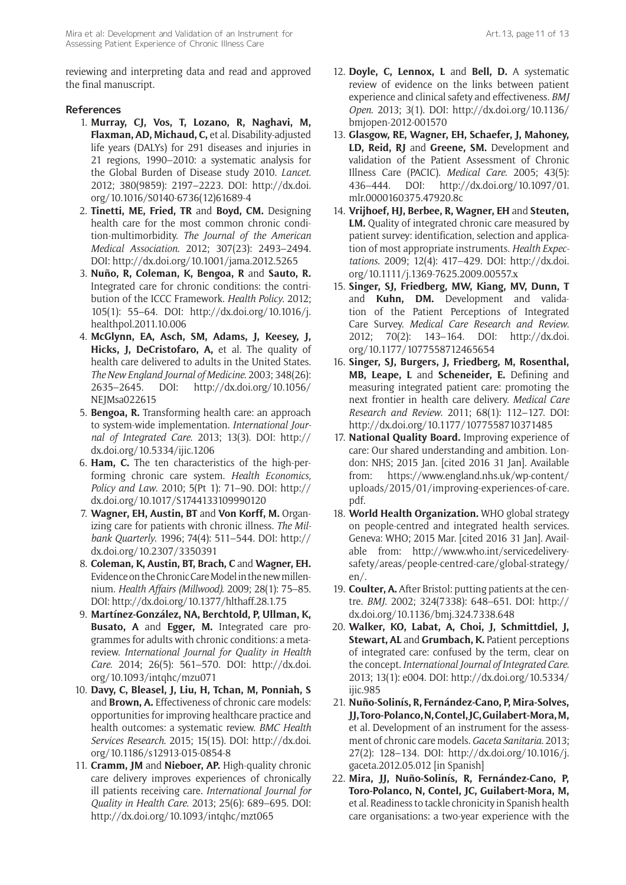reviewing and interpreting data and read and approved the final manuscript.

## References

1. **Murray, CJ, Vos, T, Lozano, R, Naghavi, M, Flaxman, AD, Michaud, C,** et al. Disability-adjusted life years (DALYs) for 291 diseases and injuries in 21 regions, 1990–2010: a systematic analysis for the Global Burden of Disease study 2010. *Lancet*. 2012; 380(9859): 2197–2223. DOI: http://dx.doi.org/10.1016/S0140-6736(12)61689-4
2. **Tinetti, ME, Fried, TR** and **Boyd, CM.** Designing health care for the most common chronic condition-multimorbidity. *The Journal of the American Medical Association*. 2012; 307(23): 2493–2494. DOI: http://dx.doi.org/10.1001/jama.2012.5265
3. **Nuño, R, Coleman, K, Bengoa, R** and **Sauto, R.** Integrated care for chronic conditions: the contribution of the ICCC Framework. *Health Policy*. 2012; 105(1): 55–64. DOI: http://dx.doi.org/10.1016/j.healthpol.2011.10.006
4. **McGlynn, EA, Asch, SM, Adams, J, Keesey, J, Hicks, J, DeCristofaro, A,** et al. The quality of health care delivered to adults in the United States. *The New England Journal of Medicine*. 2003; 348(26): 2635–2645. DOI: http://dx.doi.org/10.1056/NEJMsa022615
5. **Bengoa, R.** Transforming health care: an approach to system-wide implementation. *International Journal of Integrated Care*. 2013; 13(3). DOI: http://dx.doi.org/10.5334/ijic.1206
6. **Ham, C.** The ten characteristics of the high-performing chronic care system. *Health Economics, Policy and Law*. 2010; 5(Pt 1): 71–90. DOI: http://dx.doi.org/10.1017/S1744133109990120
7. **Wagner, EH, Austin, BT** and **Von Korff, M.** Organizing care for patients with chronic illness. *The Milbank Quarterly*. 1996; 74(4): 511–544. DOI: http://dx.doi.org/10.2307/3350391
8. **Coleman, K, Austin, BT, Brach, C** and **Wagner, EH.** Evidence on the Chronic Care Model in the new millennium. *Health Affairs (Millwood)*. 2009; 28(1): 75–85. DOI: http://dx.doi.org/10.1377/hlthaff.28.1.75
9. **Martínez-González, NA, Berchtold, P, Ullman, K, Busato, A** and **Egger, M.** Integrated care programmes for adults with chronic conditions: a meta-review. *International Journal for Quality in Health Care*. 2014; 26(5): 561–570. DOI: http://dx.doi.org/10.1093/intqhc/mzu071
10. **Davy, C, Bleasel, J, Liu, H, Tchan, M, Ponniah, S** and **Brown, A.** Effectiveness of chronic care models: opportunities for improving healthcare practice and health outcomes: a systematic review. *BMC Health Services Research*. 2015; 15(15). DOI: http://dx.doi.org/10.1186/s12913-015-0854-8
11. **Cramm, JM** and **Nieboer, AP.** High-quality chronic care delivery improves experiences of chronically ill patients receiving care. *International Journal for Quality in Health Care*. 2013; 25(6): 689–695. DOI: http://dx.doi.org/10.1093/intqhc/mzt065
12. **Doyle, C, Lennox, L** and **Bell, D.** A systematic review of evidence on the links between patient experience and clinical safety and effectiveness. *BMJ Open*. 2013; 3(1). DOI: http://dx.doi.org/10.1136/bmjopen-2012-001570
13. **Glasgow, RE, Wagner, EH, Schaefer, J, Mahoney, LD, Reid, RJ** and **Greene, SM.** Development and validation of the Patient Assessment of Chronic Illness Care (PACIC). *Medical Care*. 2005; 43(5): 436–444. DOI: http://dx.doi.org/10.1097/01.mlr.0000160375.47920.8c
14. **Vrijhoef, HJ, Berbee, R, Wagner, EH** and **Steuten, LM.** Quality of integrated chronic care measured by patient survey: identification, selection and application of most appropriate instruments. *Health Expectations*. 2009; 12(4): 417–429. DOI: http://dx.doi.org/10.1111/j.1369-7625.2009.00557.x
15. **Singer, SJ, Friedberg, MW, Kiang, MV, Dunn, T** and **Kuhn, DM.** Development and validation of the Patient Perceptions of Integrated Care Survey. *Medical Care Research and Review*. 2012; 70(2): 143–164. DOI: http://dx.doi.org/10.1177/1077558712465654
16. **Singer, SJ, Burgers, J, Friedberg, M, Rosenthal, MB, Leape, L** and **Scheneider, E.** Defining and measuring integrated patient care: promoting the next frontier in health care delivery. *Medical Care Research and Review*. 2011; 68(1): 112–127. DOI: http://dx.doi.org/10.1177/1077558710371485
17. **National Quality Board.** Improving experience of care: Our shared understanding and ambition. London: NHS; 2015 Jan. [cited 2016 31 Jan]. Available from: https://www.england.nhs.uk/wp-content/uploads/2015/01/improving-experiences-of-care.pdf.
18. **World Health Organization.** WHO global strategy on people-centred and integrated health services. Geneva: WHO; 2015 Mar. [cited 2016 31 Jan]. Available from: http://www.who.int/servicedeliverysafety/areas/people-centred-care/global-strategy/en/.
19. **Coulter, A.** After Bristol: putting patients at the centre. *BMJ*. 2002; 324(7338): 648–651. DOI: http://dx.doi.org/10.1136/bmj.324.7338.648
20. **Walker, KO, Labat, A, Choi, J, Schmittdiel, J, Stewart, AL** and **Grumbach, K.** Patient perceptions of integrated care: confused by the term, clear on the concept. *International Journal of Integrated Care*. 2013; 13(1): e004. DOI: http://dx.doi.org/10.5334/ijic.985
21. **Nuño-Solinís, R, Fernández-Cano, P, Mira-Solves, JJ, Toro-Polanco, N, Contel, JC, Guilabert-Mora, M,** et al. Development of an instrument for the assessment of chronic care models. *Gaceta Sanitaria*. 2013; 27(2): 128–134. DOI: http://dx.doi.org/10.1016/j.gaceta.2012.05.012 [in Spanish]
22. **Mira, JJ, Nuño-Solinís, R, Fernández-Cano, P, Toro-Polanco, N, Contel, JC, Guilabert-Mora, M,** et al. Readiness to tackle chronicity in Spanish health care organisations: a two-year experience with the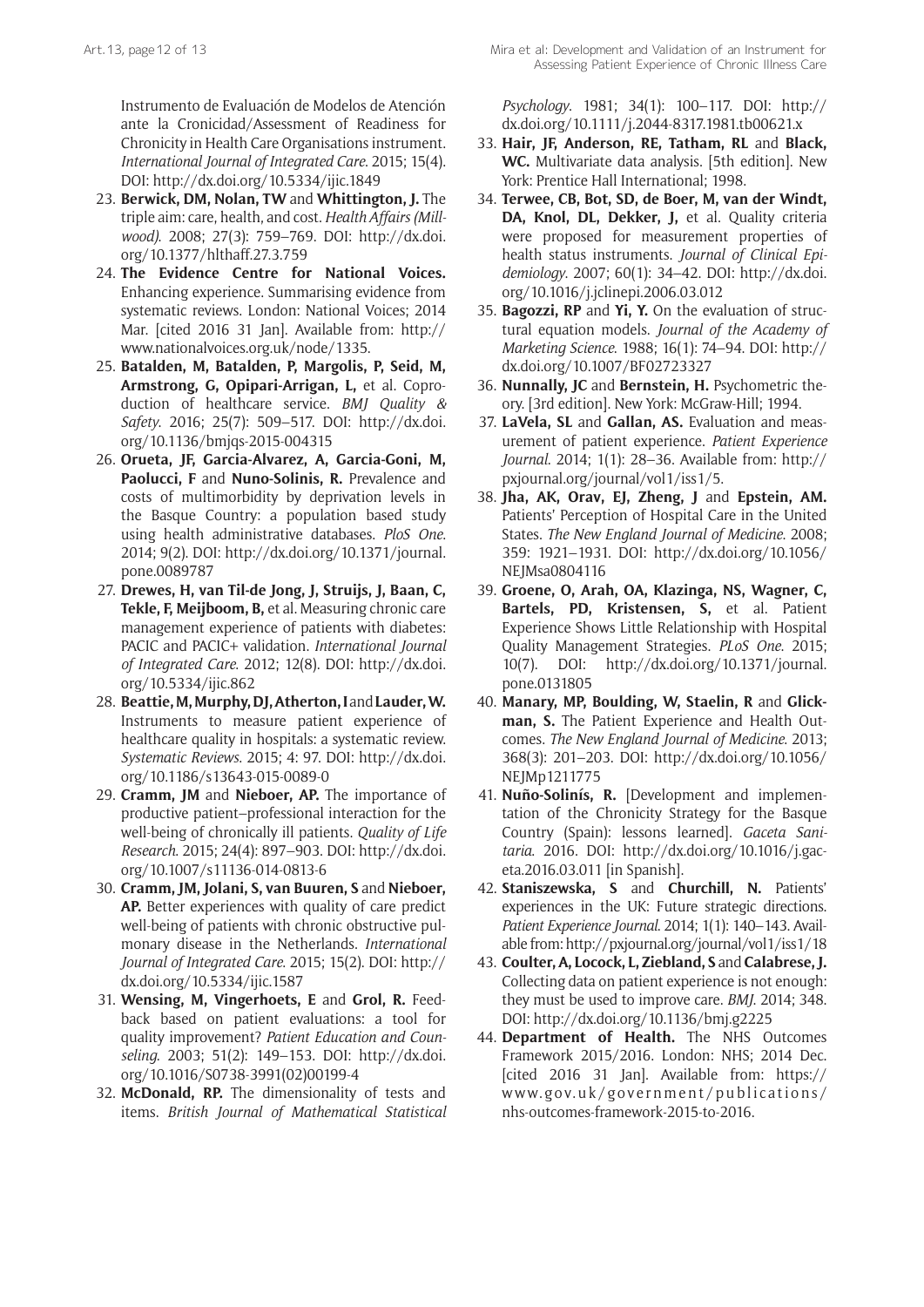Instrumento de Evaluación de Modelos de Atención ante la Cronicidad/Assessment of Readiness for Chronicity in Health Care Organisations instrument. *International Journal of Integrated Care*. 2015; 15(4). DOI: http://dx.doi.org/10.5334/ijic.1849

23. **Berwick, DM, Nolan, TW** and **Whittington, J.** The triple aim: care, health, and cost. *Health Affairs (Millwood).* 2008; 27(3): 759–769. DOI: http://dx.doi.org/10.1377/hlthaff.27.3.759
24. **The Evidence Centre for National Voices.** Enhancing experience. Summarising evidence from systematic reviews. London: National Voices; 2014 Mar. [cited 2016 31 Jan]. Available from: http://www.nationalvoices.org.uk/node/1335.
25. **Batalden, M, Batalden, P, Margolis, P, Seid, M, Armstrong, G, Opipari-Arrigan, L,** et al. Coproduction of healthcare service. *BMJ Quality & Safety*. 2016; 25(7): 509–517. DOI: http://dx.doi.org/10.1136/bmjqs-2015-004315
26. **Orueta, JF, Garcia-Alvarez, A, Garcia-Goni, M, Paolucci, F** and **Nuno-Solinis, R.** Prevalence and costs of multimorbidity by deprivation levels in the Basque Country: a population based study using health administrative databases. *PloS One*. 2014; 9(2). DOI: http://dx.doi.org/10.1371/journal.pone.0089787
27. **Drewes, H, van Til-de Jong, J, Struijs, J, Baan, C, Tekle, F, Meijboom, B,** et al. Measuring chronic care management experience of patients with diabetes: PACIC and PACIC+ validation. *International Journal of Integrated Care*. 2012; 12(8). DOI: http://dx.doi.org/10.5334/ijic.862
28. **Beattie, M, Murphy, DJ, Atherton, I** and **Lauder, W.** Instruments to measure patient experience of healthcare quality in hospitals: a systematic review. *Systematic Reviews*. 2015; 4: 97. DOI: http://dx.doi.org/10.1186/s13643-015-0089-0
29. **Cramm, JM** and **Nieboer, AP.** The importance of productive patient–professional interaction for the well-being of chronically ill patients. *Quality of Life Research*. 2015; 24(4): 897–903. DOI: http://dx.doi.org/10.1007/s11136-014-0813-6
30. **Cramm, JM, Jolani, S, van Buuren, S** and **Nieboer, AP.** Better experiences with quality of care predict well-being of patients with chronic obstructive pulmonary disease in the Netherlands. *International Journal of Integrated Care*. 2015; 15(2). DOI: http://dx.doi.org/10.5334/ijic.1587
31. **Wensing, M, Vingerhoets, E** and **Grol, R.** Feedback based on patient evaluations: a tool for quality improvement? *Patient Education and Counseling*. 2003; 51(2): 149–153. DOI: http://dx.doi.org/10.1016/S0738-3991(02)00199-4
32. **McDonald, RP.** The dimensionality of tests and items. *British Journal of Mathematical Statistical Psychology*. 1981; 34(1): 100–117. DOI: http://dx.doi.org/10.1111/j.2044-8317.1981.tb00621.x
33. **Hair, JF, Anderson, RE, Tatham, RL** and **Black, WC.** Multivariate data analysis. [5th edition]. New York: Prentice Hall International; 1998.
34. **Terwee, CB, Bot, SD, de Boer, M, van der Windt, DA, Knol, DL, Dekker, J,** et al. Quality criteria were proposed for measurement properties of health status instruments. *Journal of Clinical Epidemiology*. 2007; 60(1): 34–42. DOI: http://dx.doi.org/10.1016/j.jclinepi.2006.03.012
35. **Bagozzi, RP** and **Yi, Y.** On the evaluation of structural equation models. *Journal of the Academy of Marketing Science*. 1988; 16(1): 74–94. DOI: http://dx.doi.org/10.1007/BF02723327
36. **Nunnally, JC** and **Bernstein, H.** Psychometric theory. [3rd edition]. New York: McGraw-Hill; 1994.
37. **LaVela, SL** and **Gallan, AS.** Evaluation and measurement of patient experience. *Patient Experience Journal*. 2014; 1(1): 28–36. Available from: http://pxjournal.org/journal/vol1/iss1/5.
38. **Jha, AK, Orav, EJ, Zheng, J** and **Epstein, AM.** Patients' Perception of Hospital Care in the United States. *The New England Journal of Medicine*. 2008; 359: 1921–1931. DOI: http://dx.doi.org/10.1056/NEJMsa0804116
39. **Groene, O, Arah, OA, Klazinga, NS, Wagner, C, Bartels, PD, Kristensen, S,** et al. Patient Experience Shows Little Relationship with Hospital Quality Management Strategies. *PLoS One*. 2015; 10(7). DOI: http://dx.doi.org/10.1371/journal.pone.0131805
40. **Manary, MP, Boulding, W, Staelin, R** and **Glickman, S.** The Patient Experience and Health Outcomes. *The New England Journal of Medicine*. 2013; 368(3): 201–203. DOI: http://dx.doi.org/10.1056/NEJMp1211775
41. **Nuño-Solinís, R.** [Development and implementation of the Chronicity Strategy for the Basque Country (Spain): lessons learned]. *Gaceta Sanitaria*. 2016. DOI: http://dx.doi.org/10.1016/j.gaceta.2016.03.011 [in Spanish].
42. **Staniszewska, S** and **Churchill, N.** Patients' experiences in the UK: Future strategic directions. *Patient Experience Journal*. 2014; 1(1): 140–143. Available from: http://pxjournal.org/journal/vol1/iss1/18
43. **Coulter, A, Locock, L, Ziebland, S** and **Calabrese, J.** Collecting data on patient experience is not enough: they must be used to improve care. *BMJ*. 2014; 348. DOI: http://dx.doi.org/10.1136/bmj.g2225
44. **Department of Health.** The NHS Outcomes Framework 2015/2016. London: NHS; 2014 Dec. [cited 2016 31 Jan]. Available from: https://www.gov.uk/government/publications/nhs-outcomes-framework-2015-to-2016.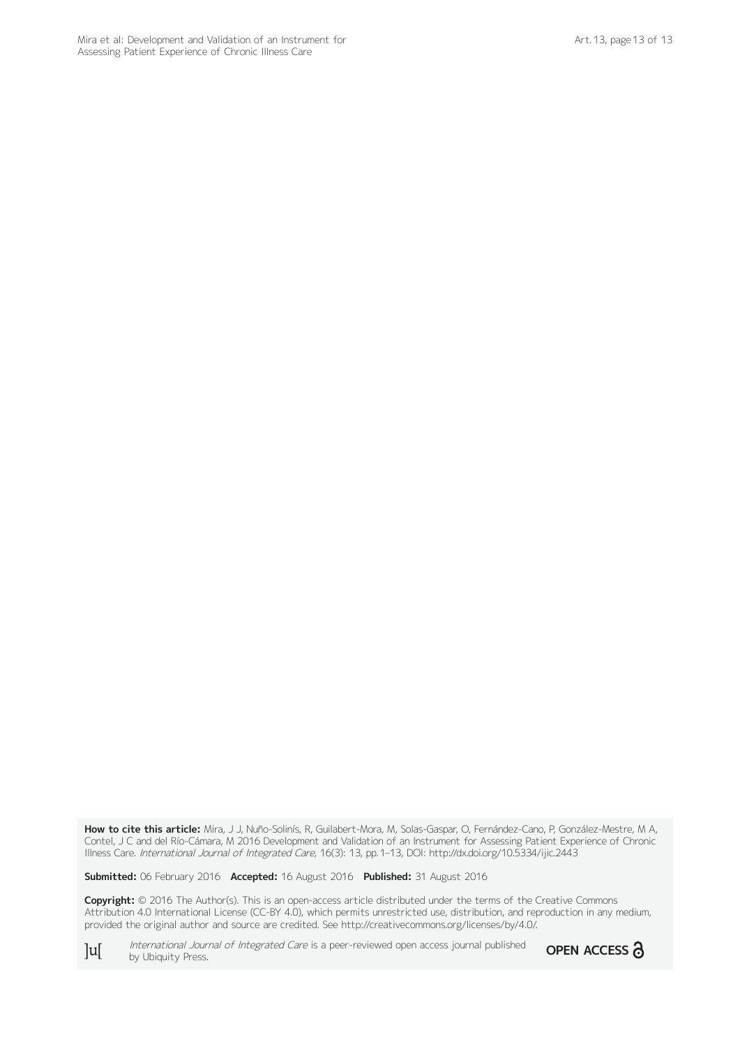**How to cite this article:** Mira, J J, Nuño-Solinís, R, Guilabert-Mora, M, Solas-Gaspar, O, Fernández-Cano, P, González-Mestre, M A, Contel, J C and del Río-Cámara, M 2016 Development and Validation of an Instrument for Assessing Patient Experience of Chronic Illness Care. *International Journal of Integrated Care*, 16(3): 13, pp. 1–13, DOI: http://dx.doi.org/10.5334/ijic.2443

**Submitted:** 06 February 2016 **Accepted:** 16 August 2016 **Published:** 31 August 2016

**Copyright:** © 2016 The Author(s). This is an open-access article distributed under the terms of the Creative Commons Attribution 4.0 International License (CC-BY 4.0), which permits unrestricted use, distribution, and reproduction in any medium, provided the original author and source are credited. See http://creativecommons.org/licenses/by/4.0/.

]u[ *International Journal of Integrated Care* is a peer-reviewed open access journal published by Ubiquity Press.

**OPEN ACCESS**